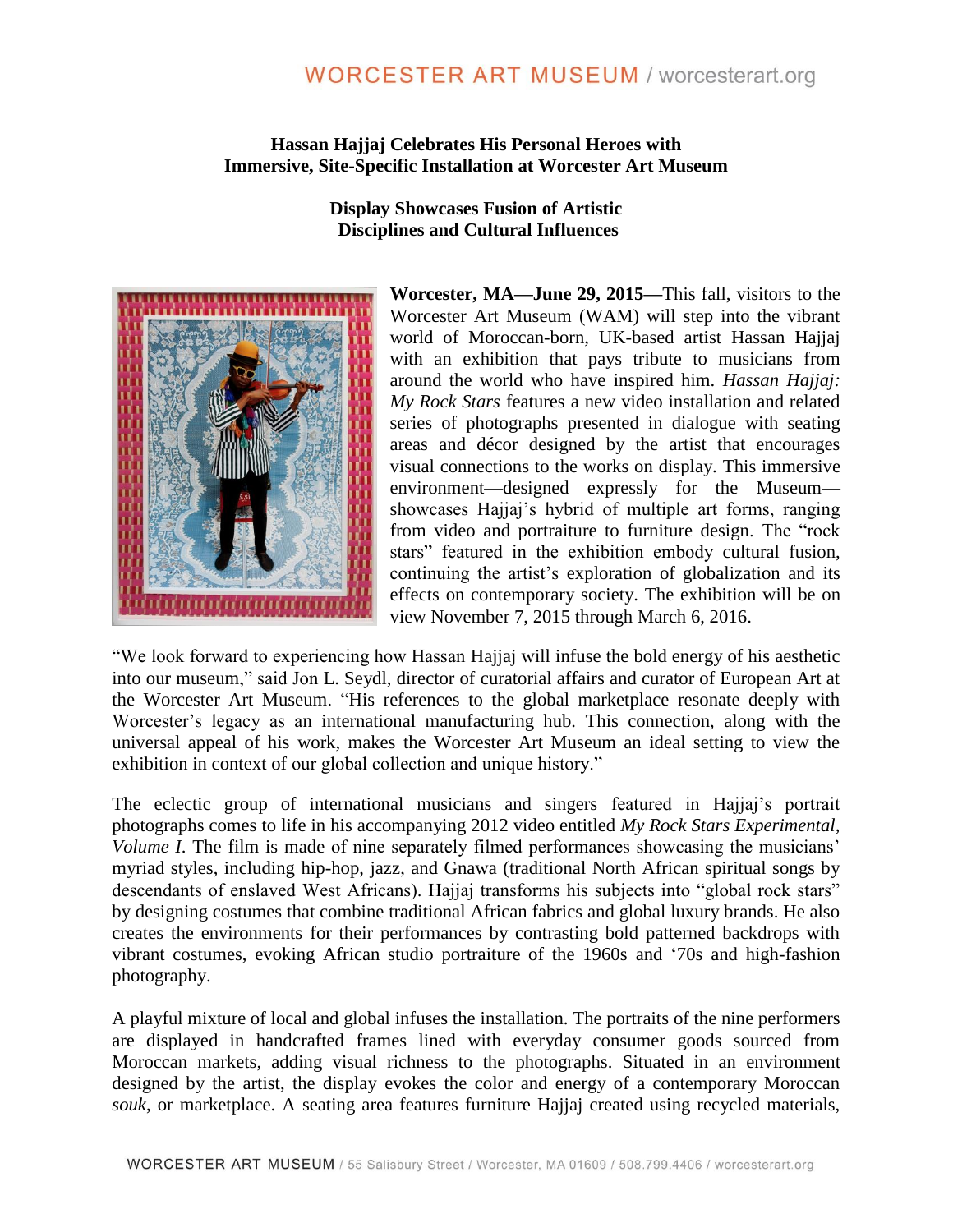**Hassan Hajjaj Celebrates His Personal Heroes with Immersive, Site-Specific Installation at Worcester Art Museum**

**Display Showcases Fusion of Artistic Disciplines and Cultural Influences**

**Worcester, MA—June 29, 2015—**This fall, visitors to the Worcester Art Museum (WAM) will step into the vibrant world of Moroccan-born, UK-based artist Hassan Hajjaj with an exhibition that pays tribute to musicians from around the world who have inspired him. *Hassan Hajjaj: My Rock Stars* features a new video installation and related series of photographs presented in dialogue with seating areas and décor designed by the artist that encourages visual connections to the works on display. This immersive environment—designed expressly for the Museum—showcases Hajjaj's hybrid of multiple art forms, ranging from video and portraiture to furniture design. The "rock stars" featured in the exhibition embody cultural fusion, continuing the artist's exploration of globalization and its effects on contemporary society. The exhibition will be on view November 7, 2015 through March 6, 2016.

"We look forward to experiencing how Hassan Hajjaj will infuse the bold energy of his aesthetic into our museum," said Jon L. Seydl, director of curatorial affairs and curator of European Art at the Worcester Art Museum. "His references to the global marketplace resonate deeply with Worcester's legacy as an international manufacturing hub. This connection, along with the universal appeal of his work, makes the Worcester Art Museum an ideal setting to view the exhibition in context of our global collection and unique history."

The eclectic group of international musicians and singers featured in Hajjaj's portrait photographs comes to life in his accompanying 2012 video entitled *My Rock Stars Experimental, Volume I*. The film is made of nine separately filmed performances showcasing the musicians' myriad styles, including hip-hop, jazz, and Gnawa (traditional North African spiritual songs by descendants of enslaved West Africans). Hajjaj transforms his subjects into "global rock stars" by designing costumes that combine traditional African fabrics and global luxury brands. He also creates the environments for their performances by contrasting bold patterned backdrops with vibrant costumes, evoking African studio portraiture of the 1960s and '70s and high-fashion photography.

A playful mixture of local and global infuses the installation. The portraits of the nine performers are displayed in handcrafted frames lined with everyday consumer goods sourced from Moroccan markets, adding visual richness to the photographs. Situated in an environment designed by the artist, the display evokes the color and energy of a contemporary Moroccan *souk*, or marketplace. A seating area features furniture Hajjaj created using recycled materials,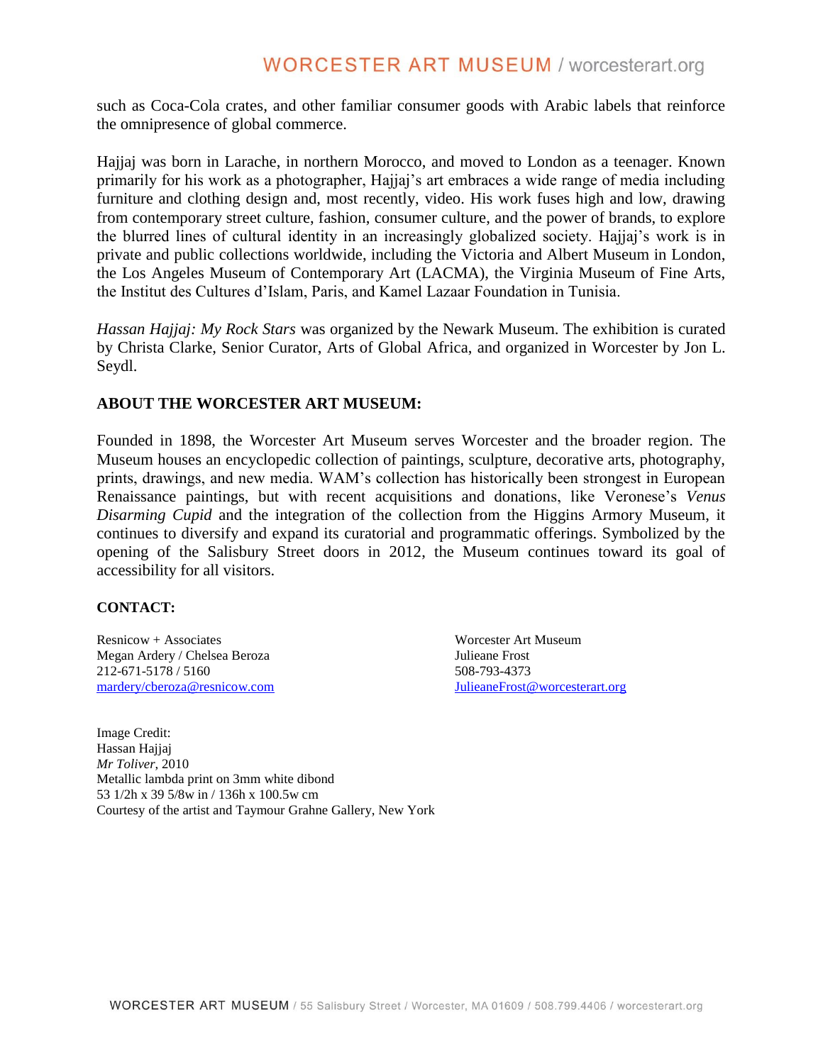such as Coca-Cola crates, and other familiar consumer goods with Arabic labels that reinforce the omnipresence of global commerce.

Hajjaj was born in Larache, in northern Morocco, and moved to London as a teenager. Known primarily for his work as a photographer, Hajjaj's art embraces a wide range of media including furniture and clothing design and, most recently, video. His work fuses high and low, drawing from contemporary street culture, fashion, consumer culture, and the power of brands, to explore the blurred lines of cultural identity in an increasingly globalized society. Hajjaj's work is in private and public collections worldwide, including the Victoria and Albert Museum in London, the Los Angeles Museum of Contemporary Art (LACMA), the Virginia Museum of Fine Arts, the Institut des Cultures d'Islam, Paris, and Kamel Lazaar Foundation in Tunisia.

*Hassan Hajjaj: My Rock Stars* was organized by the Newark Museum. The exhibition is curated by Christa Clarke, Senior Curator, Arts of Global Africa, and organized in Worcester by Jon L. Seydl.

**ABOUT THE WORCESTER ART MUSEUM:**

Founded in 1898, the Worcester Art Museum serves Worcester and the broader region. The Museum houses an encyclopedic collection of paintings, sculpture, decorative arts, photography, prints, drawings, and new media. WAM's collection has historically been strongest in European Renaissance paintings, but with recent acquisitions and donations, like Veronese's *Venus Disarming Cupid* and the integration of the collection from the Higgins Armory Museum, it continues to diversify and expand its curatorial and programmatic offerings. Symbolized by the opening of the Salisbury Street doors in 2012, the Museum continues toward its goal of accessibility for all visitors.

**CONTACT:**

Resnicow + Associates
Megan Ardery / Chelsea Beroza
212-671-5178 / 5160
mardery/cberoza@resnicow.com

Worcester Art Museum
Julieane Frost
508-793-4373
JulieaneFrost@worcesterart.org

Image Credit:
Hassan Hajjaj
*Mr Toliver*, 2010
Metallic lambda print on 3mm white dibond
53 1/2h x 39 5/8w in / 136h x 100.5w cm
Courtesy of the artist and Taymour Grahne Gallery, New York